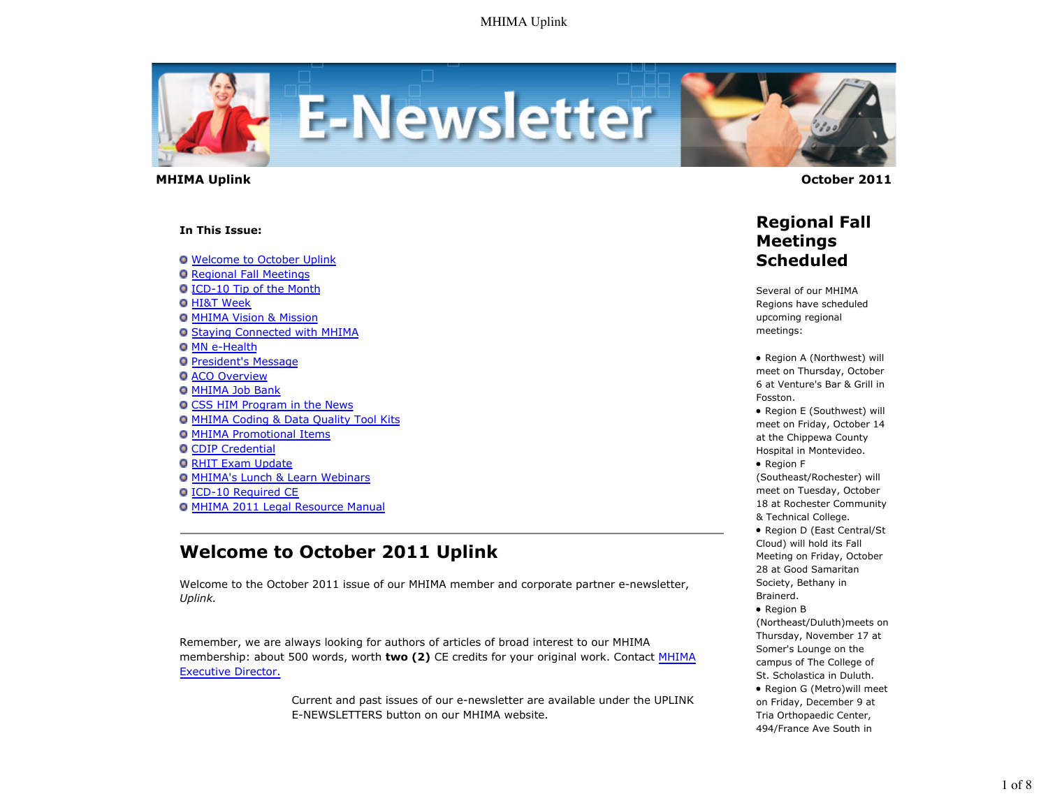**MHIMA Uplink** — **October 2011**

**In This Issue:**

- Welcome to October Uplink
- Regional Fall Meetings
- ICD-10 Tip of the Month
- HI&T Week
- MHIMA Vision & Mission
- Staying Connected with MHIMA
- MN e-Health
- President's Message
- ACO Overview
- MHIMA Job Bank
- CSS HIM Program in the News
- MHIMA Coding & Data Quality Tool Kits
- MHIMA Promotional Items
- CDIP Credential
- RHIT Exam Update
- MHIMA's Lunch & Learn Webinars
- ICD-10 Required CE
- MHIMA 2011 Legal Resource Manual

---

## Welcome to October 2011 Uplink

Welcome to the October 2011 issue of our MHIMA member and corporate partner e-newsletter, *Uplink.*

Remember, we are always looking for authors of articles of broad interest to our MHIMA membership: about 500 words, worth **two (2)** CE credits for your original work. Contact MHIMA Executive Director.

Current and past issues of our e-newsletter are available under the UPLINK E-NEWSLETTERS button on our MHIMA website.

## Regional Fall Meetings Scheduled

Several of our MHIMA Regions have scheduled upcoming regional meetings:

- Region A (Northwest) will meet on Thursday, October 6 at Venture's Bar & Grill in Fosston.
- Region E (Southwest) will meet on Friday, October 14 at the Chippewa County Hospital in Montevideo.
- Region F (Southeast/Rochester) will meet on Tuesday, October 18 at Rochester Community & Technical College.
- Region D (East Central/St Cloud) will hold its Fall Meeting on Friday, October 28 at Good Samaritan Society, Bethany in Brainerd.
- Region B (Northeast/Duluth)meets on Thursday, November 17 at Somer's Lounge on the campus of The College of St. Scholastica in Duluth.
- Region G (Metro)will meet on Friday, December 9 at Tria Orthopaedic Center, 494/France Ave South in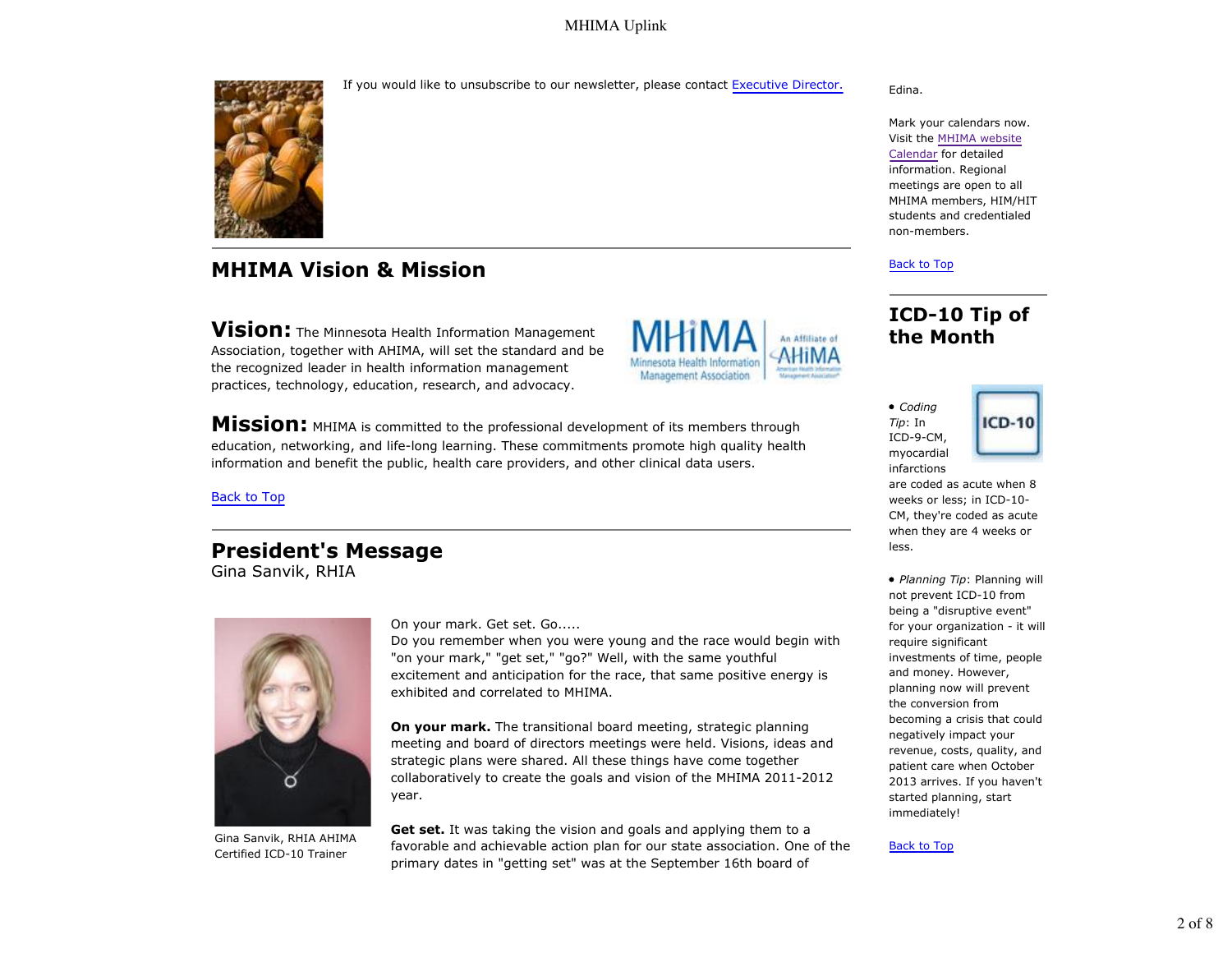If you would like to unsubscribe to our newsletter, please contact Executive Director.

## MHIMA Vision & Mission

**Vision:** The Minnesota Health Information Management Association, together with AHIMA, will set the standard and be the recognized leader in health information management practices, technology, education, research, and advocacy.

**Mission:** MHIMA is committed to the professional development of its members through education, networking, and life-long learning. These commitments promote high quality health information and benefit the public, health care providers, and other clinical data users.

Back to Top

## President's Message

Gina Sanvik, RHIA

Gina Sanvik, RHIA AHIMA Certified ICD-10 Trainer

On your mark. Get set. Go.....
Do you remember when you were young and the race would begin with "on your mark," "get set," "go?" Well, with the same youthful excitement and anticipation for the race, that same positive energy is exhibited and correlated to MHIMA.

**On your mark.** The transitional board meeting, strategic planning meeting and board of directors meetings were held. Visions, ideas and strategic plans were shared. All these things have come together collaboratively to create the goals and vision of the MHIMA 2011-2012 year.

**Get set.** It was taking the vision and goals and applying them to a favorable and achievable action plan for our state association. One of the primary dates in "getting set" was at the September 16th board of

Edina.

Mark your calendars now. Visit the MHIMA website Calendar for detailed information. Regional meetings are open to all MHIMA members, HIM/HIT students and credentialed non-members.

Back to Top

## ICD-10 Tip of the Month

- *Coding Tip*: In ICD-9-CM, myocardial infarctions are coded as acute when 8 weeks or less; in ICD-10-CM, they're coded as acute when they are 4 weeks or less.

- *Planning Tip*: Planning will not prevent ICD-10 from being a "disruptive event" for your organization - it will require significant investments of time, people and money. However, planning now will prevent the conversion from becoming a crisis that could negatively impact your revenue, costs, quality, and patient care when October 2013 arrives. If you haven't started planning, start immediately!

Back to Top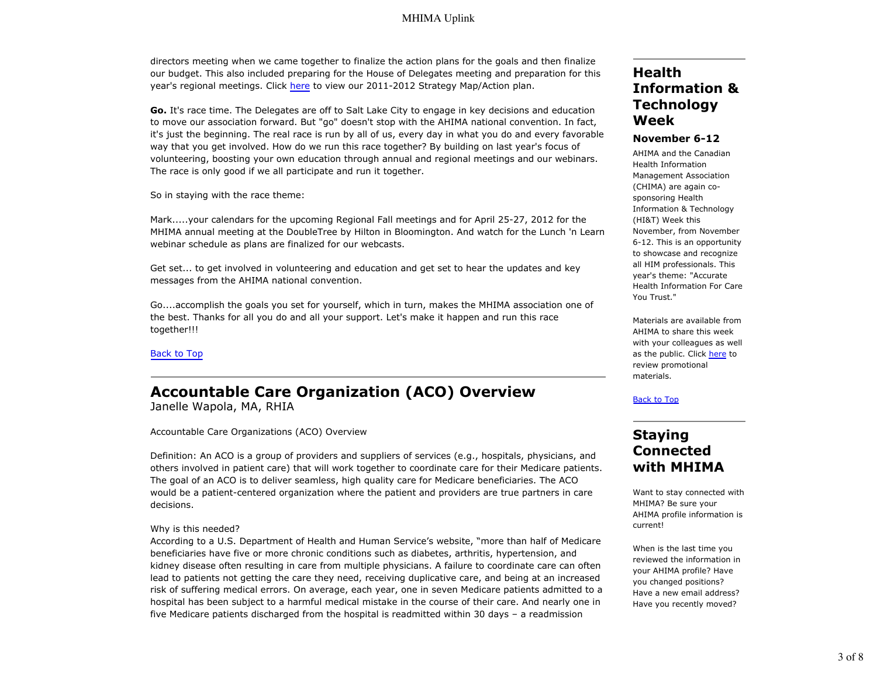directors meeting when we came together to finalize the action plans for the goals and then finalize our budget. This also included preparing for the House of Delegates meeting and preparation for this year's regional meetings. Click here to view our 2011-2012 Strategy Map/Action plan.

**Go.** It's race time. The Delegates are off to Salt Lake City to engage in key decisions and education to move our association forward. But "go" doesn't stop with the AHIMA national convention. In fact, it's just the beginning. The real race is run by all of us, every day in what you do and every favorable way that you get involved. How do we run this race together? By building on last year's focus of volunteering, boosting your own education through annual and regional meetings and our webinars. The race is only good if we all participate and run it together.

So in staying with the race theme:

Mark.....your calendars for the upcoming Regional Fall meetings and for April 25-27, 2012 for the MHIMA annual meeting at the DoubleTree by Hilton in Bloomington. And watch for the Lunch 'n Learn webinar schedule as plans are finalized for our webcasts.

Get set... to get involved in volunteering and education and get set to hear the updates and key messages from the AHIMA national convention.

Go....accomplish the goals you set for yourself, which in turn, makes the MHIMA association one of the best. Thanks for all you do and all your support. Let's make it happen and run this race together!!!

Back to Top

---

# Accountable Care Organization (ACO) Overview

Janelle Wapola, MA, RHIA

Accountable Care Organizations (ACO) Overview

Definition: An ACO is a group of providers and suppliers of services (e.g., hospitals, physicians, and others involved in patient care) that will work together to coordinate care for their Medicare patients. The goal of an ACO is to deliver seamless, high quality care for Medicare beneficiaries. The ACO would be a patient-centered organization where the patient and providers are true partners in care decisions.

Why is this needed?
According to a U.S. Department of Health and Human Service's website, "more than half of Medicare beneficiaries have five or more chronic conditions such as diabetes, arthritis, hypertension, and kidney disease often resulting in care from multiple physicians. A failure to coordinate care can often lead to patients not getting the care they need, receiving duplicative care, and being at an increased risk of suffering medical errors. On average, each year, one in seven Medicare patients admitted to a hospital has been subject to a harmful medical mistake in the course of their care. And nearly one in five Medicare patients discharged from the hospital is readmitted within 30 days – a readmission

---

# Health Information & Technology Week

### November 6-12

AHIMA and the Canadian Health Information Management Association (CHIMA) are again co-sponsoring Health Information & Technology (HI&T) Week this November, from November 6-12. This is an opportunity to showcase and recognize all HIM professionals. This year's theme: "Accurate Health Information For Care You Trust."

Materials are available from AHIMA to share this week with your colleagues as well as the public. Click here to review promotional materials.

Back to Top

---

# Staying Connected with MHIMA

Want to stay connected with MHIMA? Be sure your AHIMA profile information is current!

When is the last time you reviewed the information in your AHIMA profile? Have you changed positions? Have a new email address? Have you recently moved?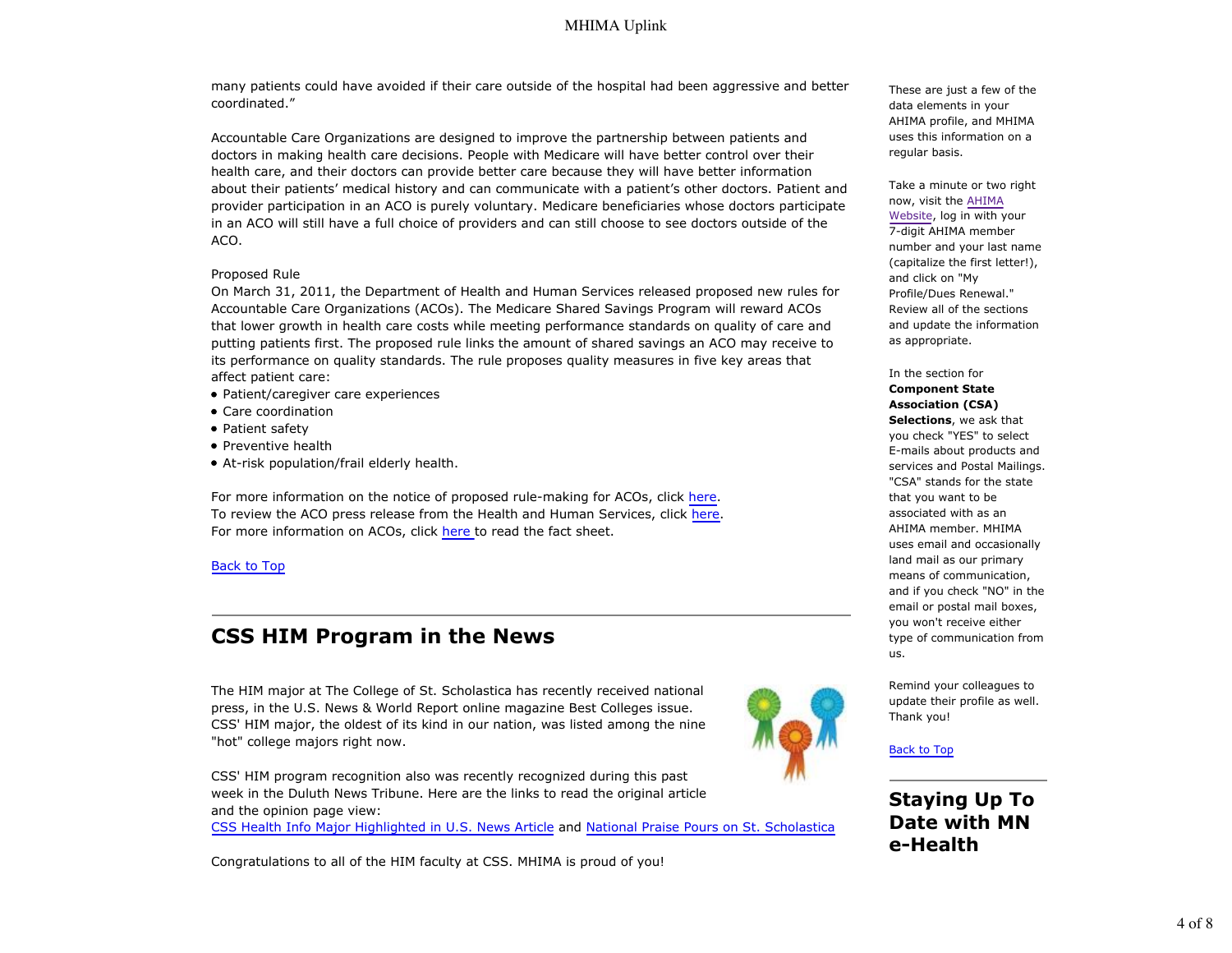many patients could have avoided if their care outside of the hospital had been aggressive and better coordinated."

Accountable Care Organizations are designed to improve the partnership between patients and doctors in making health care decisions. People with Medicare will have better control over their health care, and their doctors can provide better care because they will have better information about their patients' medical history and can communicate with a patient's other doctors. Patient and provider participation in an ACO is purely voluntary. Medicare beneficiaries whose doctors participate in an ACO will still have a full choice of providers and can still choose to see doctors outside of the ACO.

Proposed Rule
On March 31, 2011, the Department of Health and Human Services released proposed new rules for Accountable Care Organizations (ACOs). The Medicare Shared Savings Program will reward ACOs that lower growth in health care costs while meeting performance standards on quality of care and putting patients first. The proposed rule links the amount of shared savings an ACO may receive to its performance on quality standards. The rule proposes quality measures in five key areas that affect patient care:

- Patient/caregiver care experiences
- Care coordination
- Patient safety
- Preventive health
- At-risk population/frail elderly health.

For more information on the notice of proposed rule-making for ACOs, click here.
To review the ACO press release from the Health and Human Services, click here.
For more information on ACOs, click here to read the fact sheet.

Back to Top

## CSS HIM Program in the News

The HIM major at The College of St. Scholastica has recently received national press, in the U.S. News & World Report online magazine Best Colleges issue. CSS' HIM major, the oldest of its kind in our nation, was listed among the nine "hot" college majors right now.

CSS' HIM program recognition also was recently recognized during this past week in the Duluth News Tribune. Here are the links to read the original article and the opinion page view:
CSS Health Info Major Highlighted in U.S. News Article and National Praise Pours on St. Scholastica

Congratulations to all of the HIM faculty at CSS. MHIMA is proud of you!

These are just a few of the data elements in your AHIMA profile, and MHIMA uses this information on a regular basis.

Take a minute or two right now, visit the AHIMA Website, log in with your 7-digit AHIMA member number and your last name (capitalize the first letter!), and click on "My Profile/Dues Renewal." Review all of the sections and update the information as appropriate.

In the section for **Component State Association (CSA) Selections**, we ask that you check "YES" to select E-mails about products and services and Postal Mailings. "CSA" stands for the state that you want to be associated with as an AHIMA member. MHIMA uses email and occasionally land mail as our primary means of communication, and if you check "NO" in the email or postal mail boxes, you won't receive either type of communication from us.

Remind your colleagues to update their profile as well. Thank you!

Back to Top

## Staying Up To Date with MN e-Health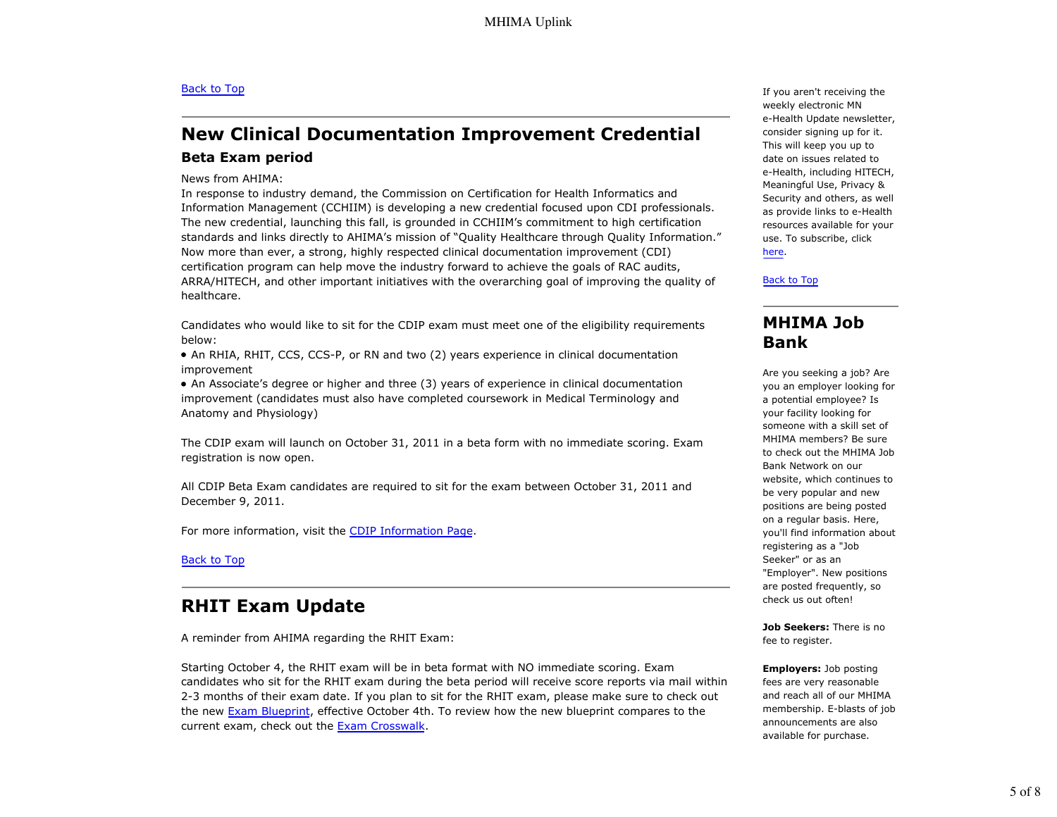Back to Top

## New Clinical Documentation Improvement Credential

### Beta Exam period

News from AHIMA:
In response to industry demand, the Commission on Certification for Health Informatics and Information Management (CCHIIM) is developing a new credential focused upon CDI professionals. The new credential, launching this fall, is grounded in CCHIIM's commitment to high certification standards and links directly to AHIMA's mission of "Quality Healthcare through Quality Information." Now more than ever, a strong, highly respected clinical documentation improvement (CDI) certification program can help move the industry forward to achieve the goals of RAC audits, ARRA/HITECH, and other important initiatives with the overarching goal of improving the quality of healthcare.

Candidates who would like to sit for the CDIP exam must meet one of the eligibility requirements below:

- An RHIA, RHIT, CCS, CCS-P, or RN and two (2) years experience in clinical documentation improvement
- An Associate's degree or higher and three (3) years of experience in clinical documentation improvement (candidates must also have completed coursework in Medical Terminology and Anatomy and Physiology)

The CDIP exam will launch on October 31, 2011 in a beta form with no immediate scoring. Exam registration is now open.

All CDIP Beta Exam candidates are required to sit for the exam between October 31, 2011 and December 9, 2011.

For more information, visit the CDIP Information Page.

Back to Top

## RHIT Exam Update

A reminder from AHIMA regarding the RHIT Exam:

Starting October 4, the RHIT exam will be in beta format with NO immediate scoring. Exam candidates who sit for the RHIT exam during the beta period will receive score reports via mail within 2-3 months of their exam date. If you plan to sit for the RHIT exam, please make sure to check out the new Exam Blueprint, effective October 4th. To review how the new blueprint compares to the current exam, check out the Exam Crosswalk.

If you aren't receiving the weekly electronic MN e-Health Update newsletter, consider signing up for it. This will keep you up to date on issues related to e-Health, including HITECH, Meaningful Use, Privacy & Security and others, as well as provide links to e-Health resources available for your use. To subscribe, click here.

Back to Top

## MHIMA Job Bank

Are you seeking a job? Are you an employer looking for a potential employee? Is your facility looking for someone with a skill set of MHIMA members? Be sure to check out the MHIMA Job Bank Network on our website, which continues to be very popular and new positions are being posted on a regular basis. Here, you'll find information about registering as a "Job Seeker" or as an "Employer". New positions are posted frequently, so check us out often!

**Job Seekers:** There is no fee to register.

**Employers:** Job posting fees are very reasonable and reach all of our MHIMA membership. E-blasts of job announcements are also available for purchase.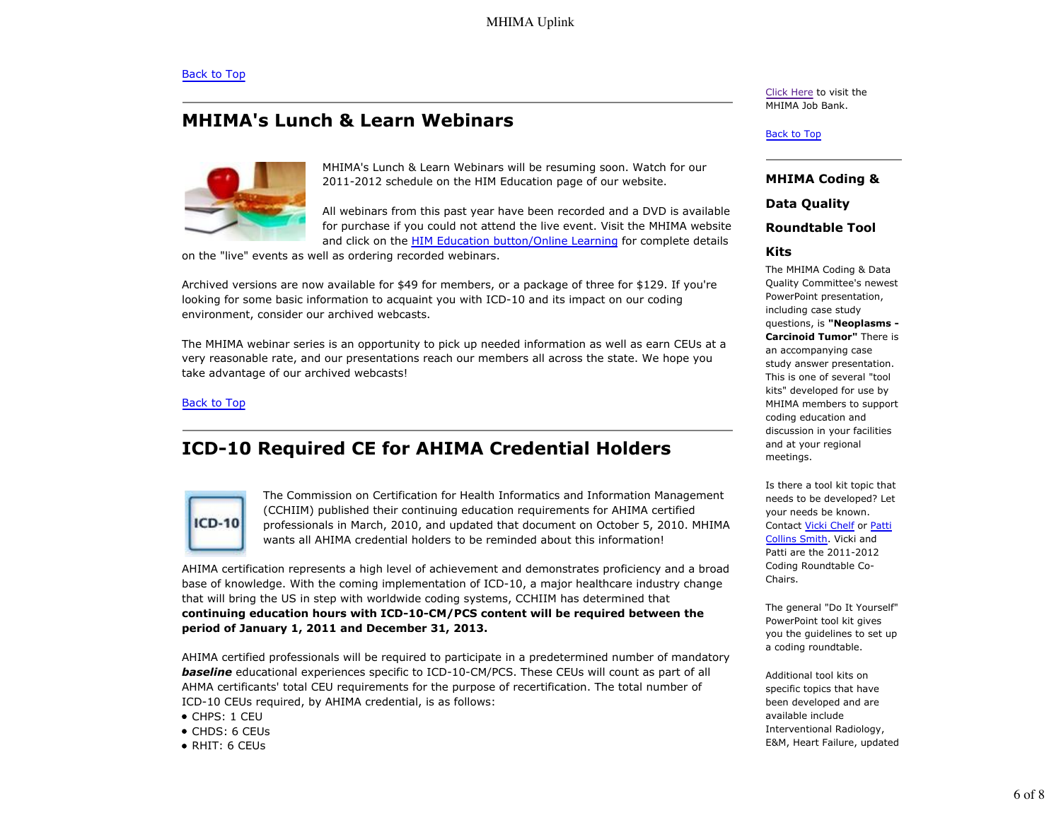[Back to Top](#)

## MHIMA's Lunch & Learn Webinars

MHIMA's Lunch & Learn Webinars will be resuming soon. Watch for our 2011-2012 schedule on the HIM Education page of our website.

All webinars from this past year have been recorded and a DVD is available for purchase if you could not attend the live event. Visit the MHIMA website and click on the [HIM Education button/Online Learning](#) for complete details on the "live" events as well as ordering recorded webinars.

Archived versions are now available for $49 for members, or a package of three for $129. If you're looking for some basic information to acquaint you with ICD-10 and its impact on our coding environment, consider our archived webcasts.

The MHIMA webinar series is an opportunity to pick up needed information as well as earn CEUs at a very reasonable rate, and our presentations reach our members all across the state. We hope you take advantage of our archived webcasts!

[Back to Top](#)

## ICD-10 Required CE for AHIMA Credential Holders

The Commission on Certification for Health Informatics and Information Management (CCHIIM) published their continuing education requirements for AHIMA certified professionals in March, 2010, and updated that document on October 5, 2010. MHIMA wants all AHIMA credential holders to be reminded about this information!

AHIMA certification represents a high level of achievement and demonstrates proficiency and a broad base of knowledge. With the coming implementation of ICD-10, a major healthcare industry change that will bring the US in step with worldwide coding systems, CCHIIM has determined that **continuing education hours with ICD-10-CM/PCS content will be required between the period of January 1, 2011 and December 31, 2013.**

AHIMA certified professionals will be required to participate in a predetermined number of mandatory ***baseline*** educational experiences specific to ICD-10-CM/PCS. These CEUs will count as part of all AHMA certificants' total CEU requirements for the purpose of recertification. The total number of ICD-10 CEUs required, by AHIMA credential, is as follows:

- CHPS: 1 CEU
- CHDS: 6 CEUs
- RHIT: 6 CEUs

[Click Here](#) to visit the MHIMA Job Bank.

[Back to Top](#)

### MHIMA Coding & Data Quality Roundtable Tool Kits

The MHIMA Coding & Data Quality Committee's newest PowerPoint presentation, including case study questions, is **"Neoplasms - Carcinoid Tumor"** There is an accompanying case study answer presentation. This is one of several "tool kits" developed for use by MHIMA members to support coding education and discussion in your facilities and at your regional meetings.

Is there a tool kit topic that needs to be developed? Let your needs be known. Contact [Vicki Chelf](#) or [Patti Collins Smith](#). Vicki and Patti are the 2011-2012 Coding Roundtable Co-Chairs.

The general "Do It Yourself" PowerPoint tool kit gives you the guidelines to set up a coding roundtable.

Additional tool kits on specific topics that have been developed and are available include Interventional Radiology, E&M, Heart Failure, updated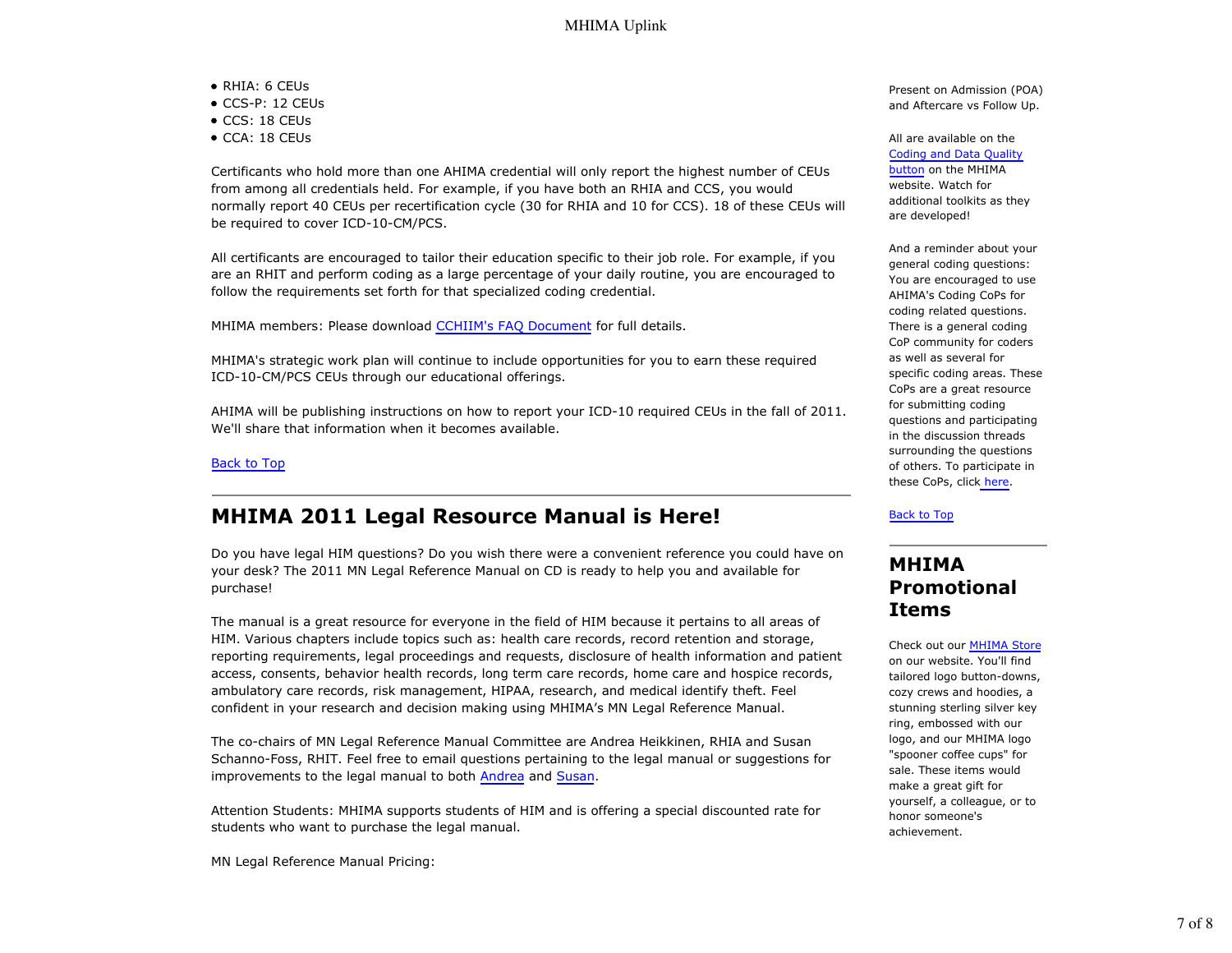- RHIA: 6 CEUs
- CCS-P: 12 CEUs
- CCS: 18 CEUs
- CCA: 18 CEUs

Certificants who hold more than one AHIMA credential will only report the highest number of CEUs from among all credentials held. For example, if you have both an RHIA and CCS, you would normally report 40 CEUs per recertification cycle (30 for RHIA and 10 for CCS). 18 of these CEUs will be required to cover ICD-10-CM/PCS.

All certificants are encouraged to tailor their education specific to their job role. For example, if you are an RHIT and perform coding as a large percentage of your daily routine, you are encouraged to follow the requirements set forth for that specialized coding credential.

MHIMA members: Please download [CCHIIM's FAQ Document](#) for full details.

MHIMA's strategic work plan will continue to include opportunities for you to earn these required ICD-10-CM/PCS CEUs through our educational offerings.

AHIMA will be publishing instructions on how to report your ICD-10 required CEUs in the fall of 2011. We'll share that information when it becomes available.

[Back to Top](#)

## MHIMA 2011 Legal Resource Manual is Here!

Do you have legal HIM questions? Do you wish there were a convenient reference you could have on your desk? The 2011 MN Legal Reference Manual on CD is ready to help you and available for purchase!

The manual is a great resource for everyone in the field of HIM because it pertains to all areas of HIM. Various chapters include topics such as: health care records, record retention and storage, reporting requirements, legal proceedings and requests, disclosure of health information and patient access, consents, behavior health records, long term care records, home care and hospice records, ambulatory care records, risk management, HIPAA, research, and medical identify theft. Feel confident in your research and decision making using MHIMA's MN Legal Reference Manual.

The co-chairs of MN Legal Reference Manual Committee are Andrea Heikkinen, RHIA and Susan Schanno-Foss, RHIT. Feel free to email questions pertaining to the legal manual or suggestions for improvements to the legal manual to both [Andrea](#) and [Susan](#).

Attention Students: MHIMA supports students of HIM and is offering a special discounted rate for students who want to purchase the legal manual.

MN Legal Reference Manual Pricing:

Present on Admission (POA) and Aftercare vs Follow Up.

All are available on the [Coding and Data Quality button](#) on the MHIMA website. Watch for additional toolkits as they are developed!

And a reminder about your general coding questions: You are encouraged to use AHIMA's Coding CoPs for coding related questions. There is a general coding CoP community for coders as well as several for specific coding areas. These CoPs are a great resource for submitting coding questions and participating in the discussion threads surrounding the questions of others. To participate in these CoPs, click [here](#).

[Back to Top](#)

## MHIMA Promotional Items

Check out our [MHIMA Store](#) on our website. You'll find tailored logo button-downs, cozy crews and hoodies, a stunning sterling silver key ring, embossed with our logo, and our MHIMA logo "spooner coffee cups" for sale. These items would make a great gift for yourself, a colleague, or to honor someone's achievement.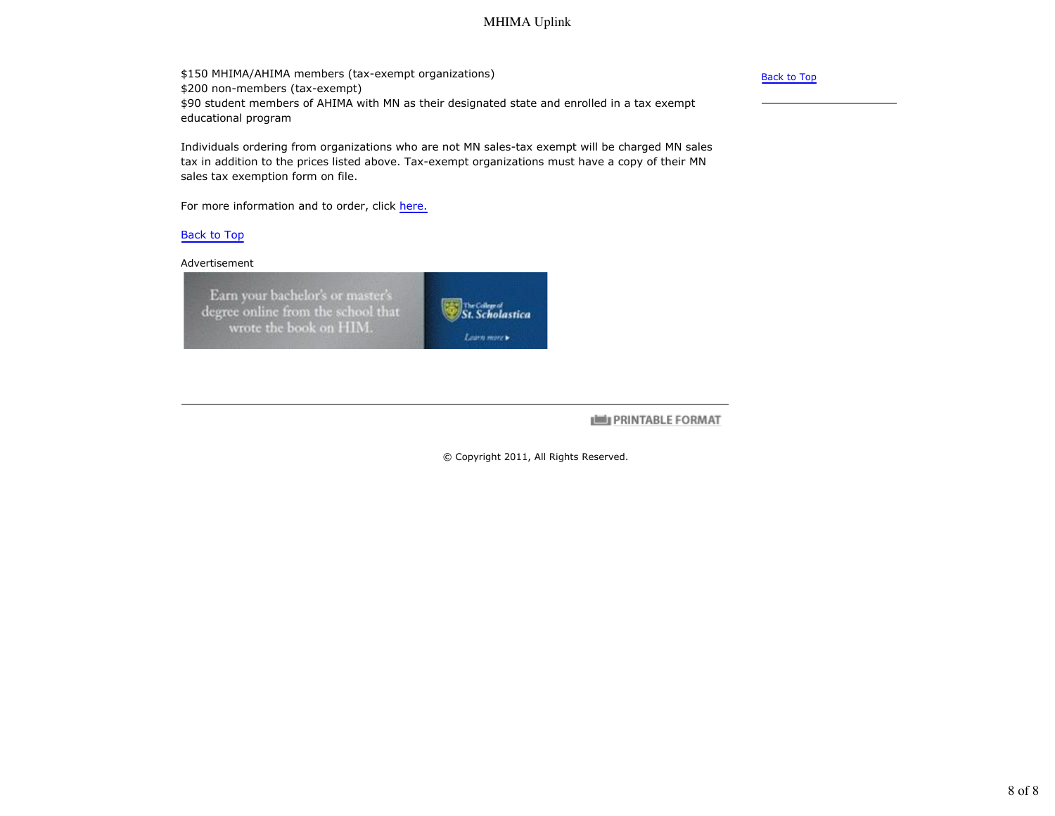$150 MHIMA/AHIMA members (tax-exempt organizations)
$200 non-members (tax-exempt)
$90 student members of AHIMA with MN as their designated state and enrolled in a tax exempt educational program

Individuals ordering from organizations who are not MN sales-tax exempt will be charged MN sales tax in addition to the prices listed above. Tax-exempt organizations must have a copy of their MN sales tax exemption form on file.

For more information and to order, click here.

Back to Top

Advertisement

Earn your bachelor's or master's degree online from the school that wrote the book on HIM.

The College of St. Scholastica

Learn more ▸

Back to Top

PRINTABLE FORMAT

© Copyright 2011, All Rights Reserved.